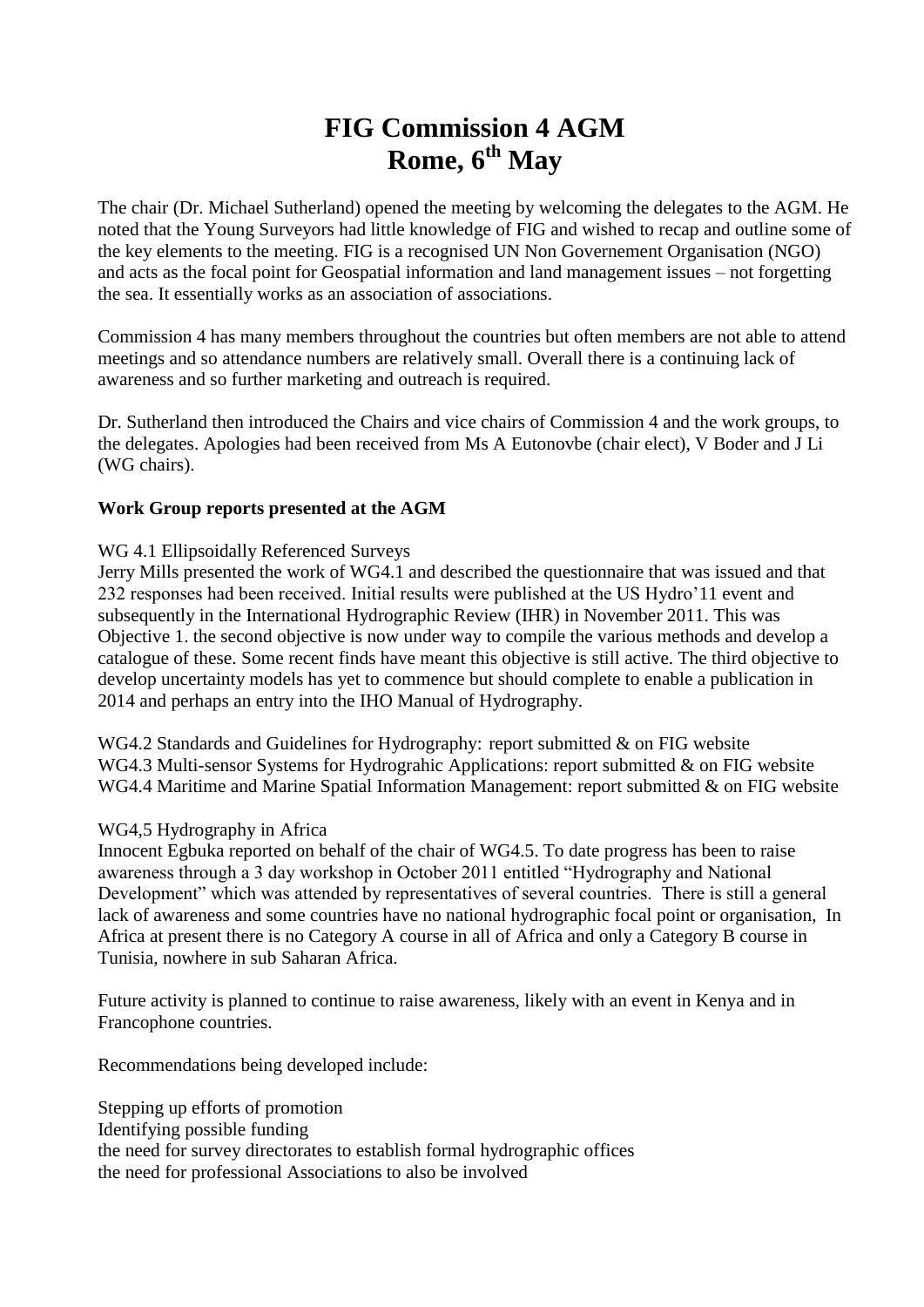# FIG Commission 4 AGM
# Rome, 6th May

The chair (Dr. Michael Sutherland) opened the meeting by welcoming the delegates to the AGM. He noted that the Young Surveyors had little knowledge of FIG and wished to recap and outline some of the key elements to the meeting. FIG is a recognised UN Non Governement Organisation (NGO) and acts as the focal point for Geospatial information and land management issues – not forgetting the sea. It essentially works as an association of associations.

Commission 4 has many members throughout the countries but often members are not able to attend meetings and so attendance numbers are relatively small. Overall there is a continuing lack of awareness and so further marketing and outreach is required.

Dr. Sutherland then introduced the Chairs and vice chairs of Commission 4 and the work groups, to the delegates. Apologies had been received from Ms A Eutonovbe (chair elect), V Boder and J Li (WG chairs).

**Work Group reports presented at the AGM**

WG 4.1 Ellipsoidally Referenced Surveys
Jerry Mills presented the work of WG4.1 and described the questionnaire that was issued and that 232 responses had been received. Initial results were published at the US Hydro'11 event and subsequently in the International Hydrographic Review (IHR) in November 2011. This was Objective 1. the second objective is now under way to compile the various methods and develop a catalogue of these. Some recent finds have meant this objective is still active. The third objective to develop uncertainty models has yet to commence but should complete to enable a publication in 2014 and perhaps an entry into the IHO Manual of Hydrography.

WG4.2 Standards and Guidelines for Hydrography: report submitted & on FIG website
WG4.3 Multi-sensor Systems for Hydrograhic Applications: report submitted & on FIG website
WG4.4 Maritime and Marine Spatial Information Management: report submitted & on FIG website

WG4,5 Hydrography in Africa
Innocent Egbuka reported on behalf of the chair of WG4.5. To date progress has been to raise awareness through a 3 day workshop in October 2011 entitled "Hydrography and National Development" which was attended by representatives of several countries. There is still a general lack of awareness and some countries have no national hydrographic focal point or organisation, In Africa at present there is no Category A course in all of Africa and only a Category B course in Tunisia, nowhere in sub Saharan Africa.

Future activity is planned to continue to raise awareness, likely with an event in Kenya and in Francophone countries.

Recommendations being developed include:

Stepping up efforts of promotion
Identifying possible funding
the need for survey directorates to establish formal hydrographic offices
the need for professional Associations to also be involved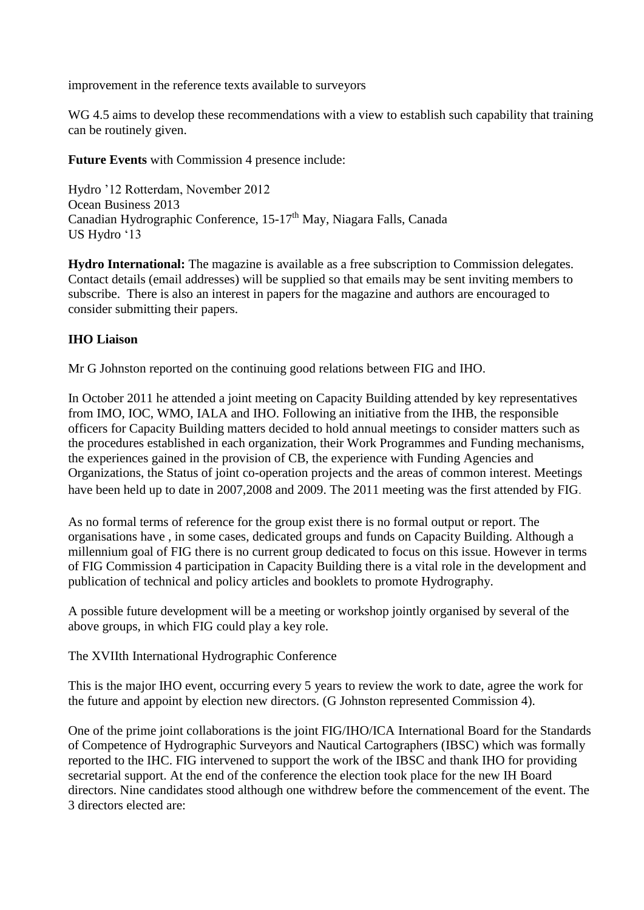improvement in the reference texts available to surveyors

WG 4.5 aims to develop these recommendations with a view to establish such capability that training can be routinely given.

**Future Events** with Commission 4 presence include:

Hydro '12 Rotterdam, November 2012
Ocean Business 2013
Canadian Hydrographic Conference, 15-17th May, Niagara Falls, Canada
US Hydro '13

**Hydro International:** The magazine is available as a free subscription to Commission delegates. Contact details (email addresses) will be supplied so that emails may be sent inviting members to subscribe. There is also an interest in papers for the magazine and authors are encouraged to consider submitting their papers.

**IHO Liaison**

Mr G Johnston reported on the continuing good relations between FIG and IHO.

In October 2011 he attended a joint meeting on Capacity Building attended by key representatives from IMO, IOC, WMO, IALA and IHO. Following an initiative from the IHB, the responsible officers for Capacity Building matters decided to hold annual meetings to consider matters such as the procedures established in each organization, their Work Programmes and Funding mechanisms, the experiences gained in the provision of CB, the experience with Funding Agencies and Organizations, the Status of joint co-operation projects and the areas of common interest. Meetings have been held up to date in 2007,2008 and 2009. The 2011 meeting was the first attended by FIG.

As no formal terms of reference for the group exist there is no formal output or report. The organisations have , in some cases, dedicated groups and funds on Capacity Building. Although a millennium goal of FIG there is no current group dedicated to focus on this issue. However in terms of FIG Commission 4 participation in Capacity Building there is a vital role in the development and publication of technical and policy articles and booklets to promote Hydrography.

A possible future development will be a meeting or workshop jointly organised by several of the above groups, in which FIG could play a key role.

The XVIIth International Hydrographic Conference

This is the major IHO event, occurring every 5 years to review the work to date, agree the work for the future and appoint by election new directors. (G Johnston represented Commission 4).

One of the prime joint collaborations is the joint FIG/IHO/ICA International Board for the Standards of Competence of Hydrographic Surveyors and Nautical Cartographers (IBSC) which was formally reported to the IHC. FIG intervened to support the work of the IBSC and thank IHO for providing secretarial support. At the end of the conference the election took place for the new IH Board directors. Nine candidates stood although one withdrew before the commencement of the event. The 3 directors elected are: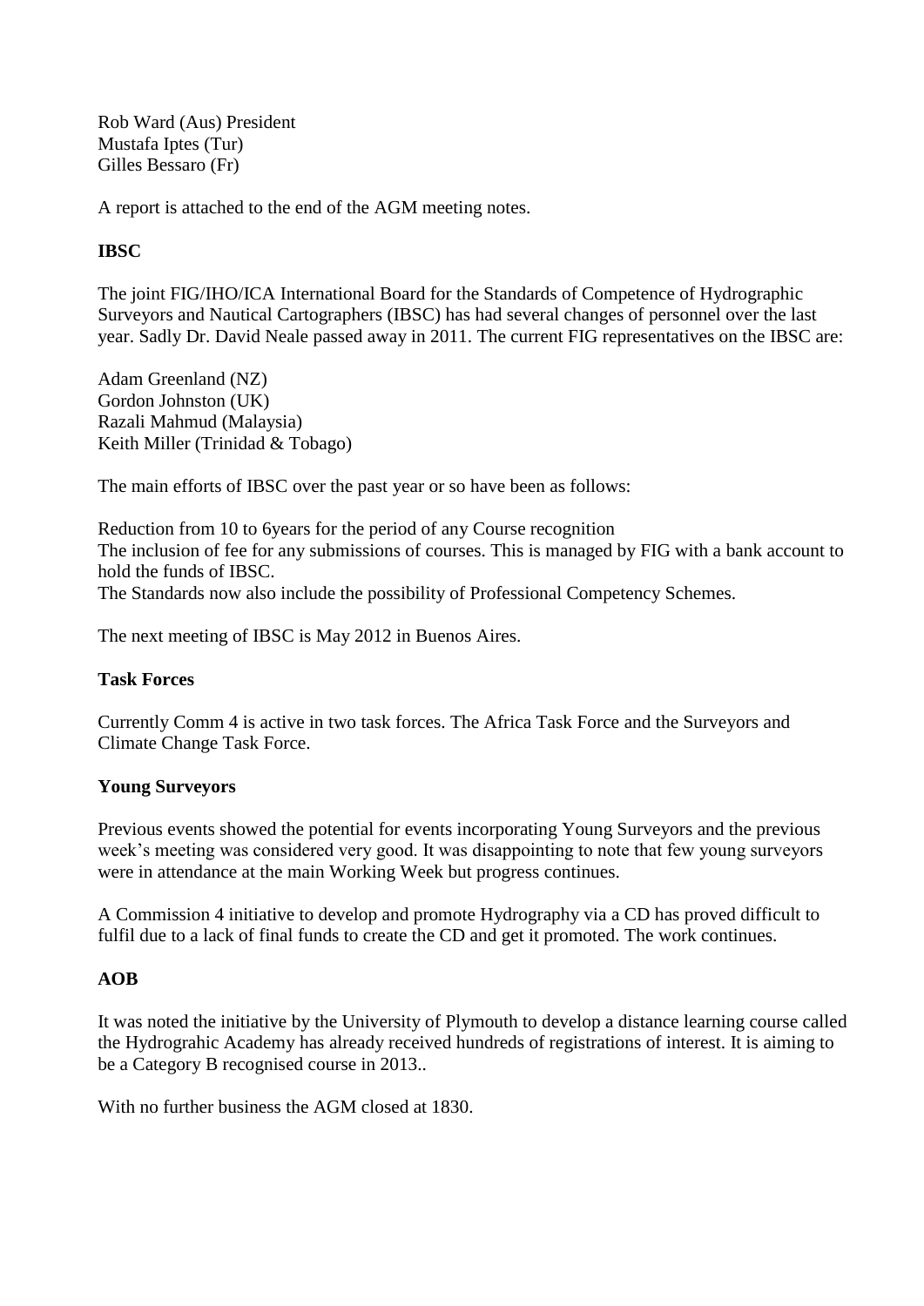Rob Ward (Aus) President
Mustafa Iptes (Tur)
Gilles Bessaro (Fr)

A report is attached to the end of the AGM meeting notes.

**IBSC**

The joint FIG/IHO/ICA International Board for the Standards of Competence of Hydrographic Surveyors and Nautical Cartographers (IBSC) has had several changes of personnel over the last year. Sadly Dr. David Neale passed away in 2011. The current FIG representatives on the IBSC are:

Adam Greenland (NZ)
Gordon Johnston (UK)
Razali Mahmud (Malaysia)
Keith Miller (Trinidad & Tobago)

The main efforts of IBSC over the past year or so have been as follows:

Reduction from 10 to 6years for the period of any Course recognition
The inclusion of fee for any submissions of courses. This is managed by FIG with a bank account to hold the funds of IBSC.
The Standards now also include the possibility of Professional Competency Schemes.

The next meeting of IBSC is May 2012 in Buenos Aires.

**Task Forces**

Currently Comm 4 is active in two task forces. The Africa Task Force and the Surveyors and Climate Change Task Force.

**Young Surveyors**

Previous events showed the potential for events incorporating Young Surveyors and the previous week's meeting was considered very good. It was disappointing to note that few young surveyors were in attendance at the main Working Week but progress continues.

A Commission 4 initiative to develop and promote Hydrography via a CD has proved difficult to fulfil due to a lack of final funds to create the CD and get it promoted. The work continues.

**AOB**

It was noted the initiative by the University of Plymouth to develop a distance learning course called the Hydrograhic Academy has already received hundreds of registrations of interest. It is aiming to be a Category B recognised course in 2013..

With no further business the AGM closed at 1830.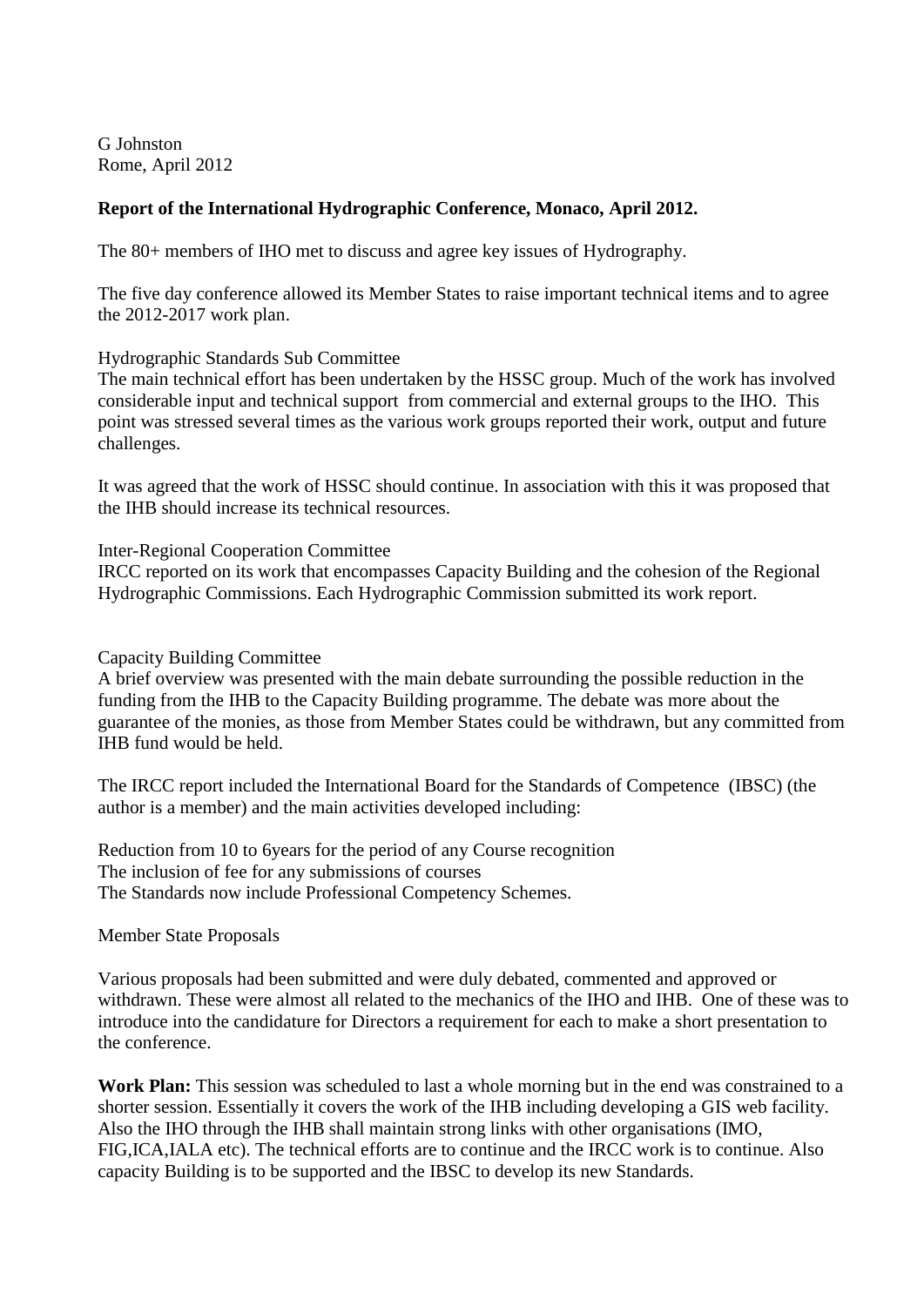G Johnston
Rome, April 2012

**Report of the International Hydrographic Conference, Monaco, April 2012.**

The 80+ members of IHO met to discuss and agree key issues of Hydrography.

The five day conference allowed its Member States to raise important technical items and to agree the 2012-2017 work plan.

Hydrographic Standards Sub Committee
The main technical effort has been undertaken by the HSSC group. Much of the work has involved considerable input and technical support from commercial and external groups to the IHO. This point was stressed several times as the various work groups reported their work, output and future challenges.

It was agreed that the work of HSSC should continue. In association with this it was proposed that the IHB should increase its technical resources.

Inter-Regional Cooperation Committee
IRCC reported on its work that encompasses Capacity Building and the cohesion of the Regional Hydrographic Commissions. Each Hydrographic Commission submitted its work report.

Capacity Building Committee
A brief overview was presented with the main debate surrounding the possible reduction in the funding from the IHB to the Capacity Building programme. The debate was more about the guarantee of the monies, as those from Member States could be withdrawn, but any committed from IHB fund would be held.

The IRCC report included the International Board for the Standards of Competence (IBSC) (the author is a member) and the main activities developed including:

Reduction from 10 to 6years for the period of any Course recognition
The inclusion of fee for any submissions of courses
The Standards now include Professional Competency Schemes.

Member State Proposals

Various proposals had been submitted and were duly debated, commented and approved or withdrawn. These were almost all related to the mechanics of the IHO and IHB. One of these was to introduce into the candidature for Directors a requirement for each to make a short presentation to the conference.

**Work Plan:** This session was scheduled to last a whole morning but in the end was constrained to a shorter session. Essentially it covers the work of the IHB including developing a GIS web facility. Also the IHO through the IHB shall maintain strong links with other organisations (IMO, FIG,ICA,IALA etc). The technical efforts are to continue and the IRCC work is to continue. Also capacity Building is to be supported and the IBSC to develop its new Standards.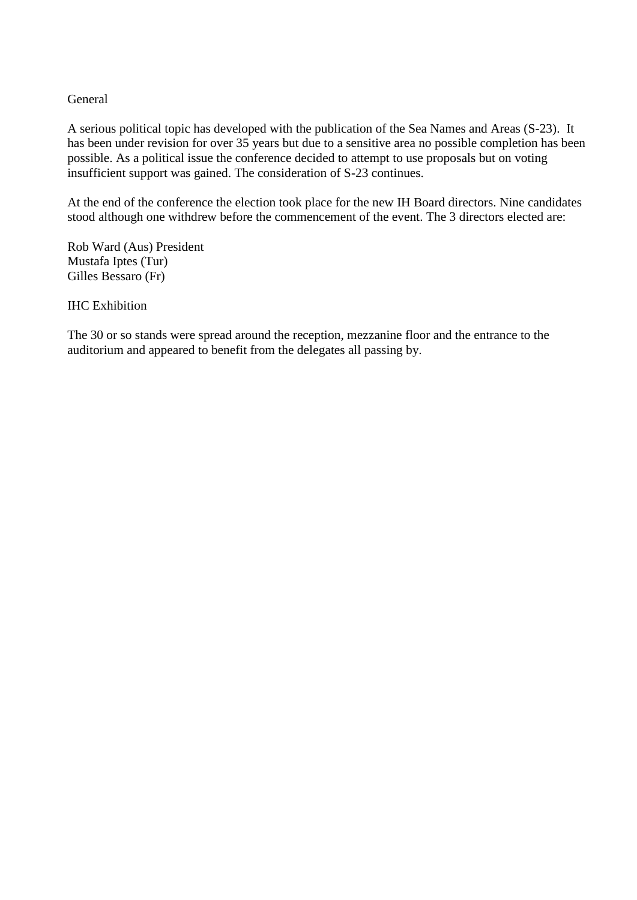General

A serious political topic has developed with the publication of the Sea Names and Areas (S-23). It has been under revision for over 35 years but due to a sensitive area no possible completion has been possible. As a political issue the conference decided to attempt to use proposals but on voting insufficient support was gained. The consideration of S-23 continues.

At the end of the conference the election took place for the new IH Board directors. Nine candidates stood although one withdrew before the commencement of the event. The 3 directors elected are:

Rob Ward (Aus) President
Mustafa Iptes (Tur)
Gilles Bessaro (Fr)

IHC Exhibition

The 30 or so stands were spread around the reception, mezzanine floor and the entrance to the auditorium and appeared to benefit from the delegates all passing by.